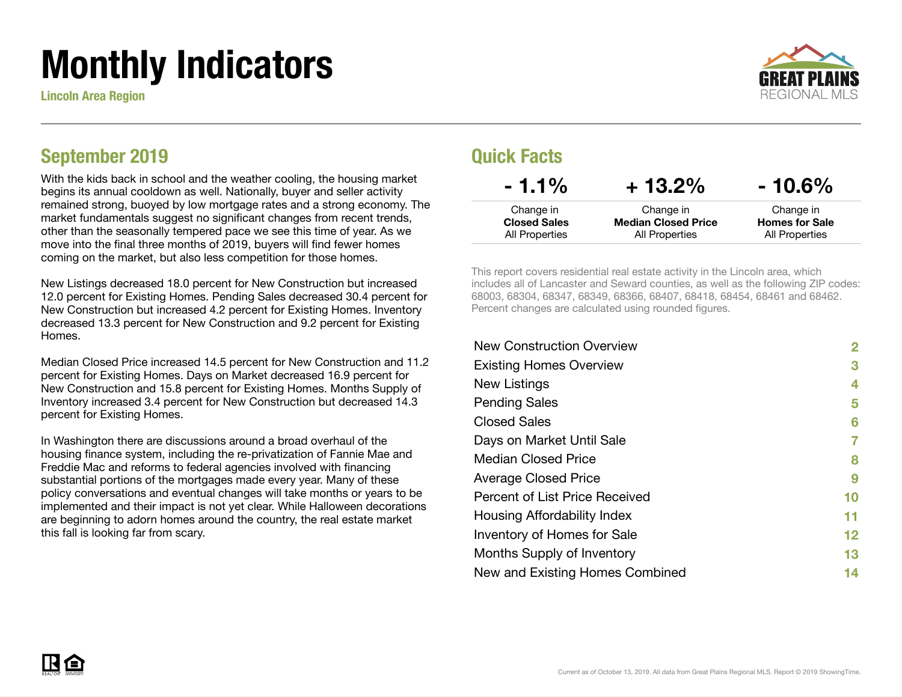# Monthly Indicators

**Lincoln Area Region**

GREAT PLAINS REGIONAL MLS

## September 2019

With the kids back in school and the weather cooling, the housing market begins its annual cooldown as well. Nationally, buyer and seller activity remained strong, buoyed by low mortgage rates and a strong economy. The market fundamentals suggest no significant changes from recent trends, other than the seasonally tempered pace we see this time of year. As we move into the final three months of 2019, buyers will find fewer homes coming on the market, but also less competition for those homes.

New Listings decreased 18.0 percent for New Construction but increased 12.0 percent for Existing Homes. Pending Sales decreased 30.4 percent for New Construction but increased 4.2 percent for Existing Homes. Inventory decreased 13.3 percent for New Construction and 9.2 percent for Existing Homes.

Median Closed Price increased 14.5 percent for New Construction and 11.2 percent for Existing Homes. Days on Market decreased 16.9 percent for New Construction and 15.8 percent for Existing Homes. Months Supply of Inventory increased 3.4 percent for New Construction but decreased 14.3 percent for Existing Homes.

In Washington there are discussions around a broad overhaul of the housing finance system, including the re-privatization of Fannie Mae and Freddie Mac and reforms to federal agencies involved with financing substantial portions of the mortgages made every year. Many of these policy conversations and eventual changes will take months or years to be implemented and their impact is not yet clear. While Halloween decorations are beginning to adorn homes around the country, the real estate market this fall is looking far from scary.

## Quick Facts

| - 1.1% | + 13.2% | - 10.6% |
|---|---|---|
| Change in **Closed Sales** All Properties | Change in **Median Closed Price** All Properties | Change in **Homes for Sale** All Properties |

This report covers residential real estate activity in the Lincoln area, which includes all of Lancaster and Seward counties, as well as the following ZIP codes: 68003, 68304, 68347, 68349, 68366, 68407, 68418, 68454, 68461 and 68462. Percent changes are calculated using rounded figures.

| | |
|---|---|
| New Construction Overview | 2 |
| Existing Homes Overview | 3 |
| New Listings | 4 |
| Pending Sales | 5 |
| Closed Sales | 6 |
| Days on Market Until Sale | 7 |
| Median Closed Price | 8 |
| Average Closed Price | 9 |
| Percent of List Price Received | 10 |
| Housing Affordability Index | 11 |
| Inventory of Homes for Sale | 12 |
| Months Supply of Inventory | 13 |
| New and Existing Homes Combined | 14 |

Current as of October 13, 2019. All data from Great Plains Regional MLS. Report © 2019 ShowingTime.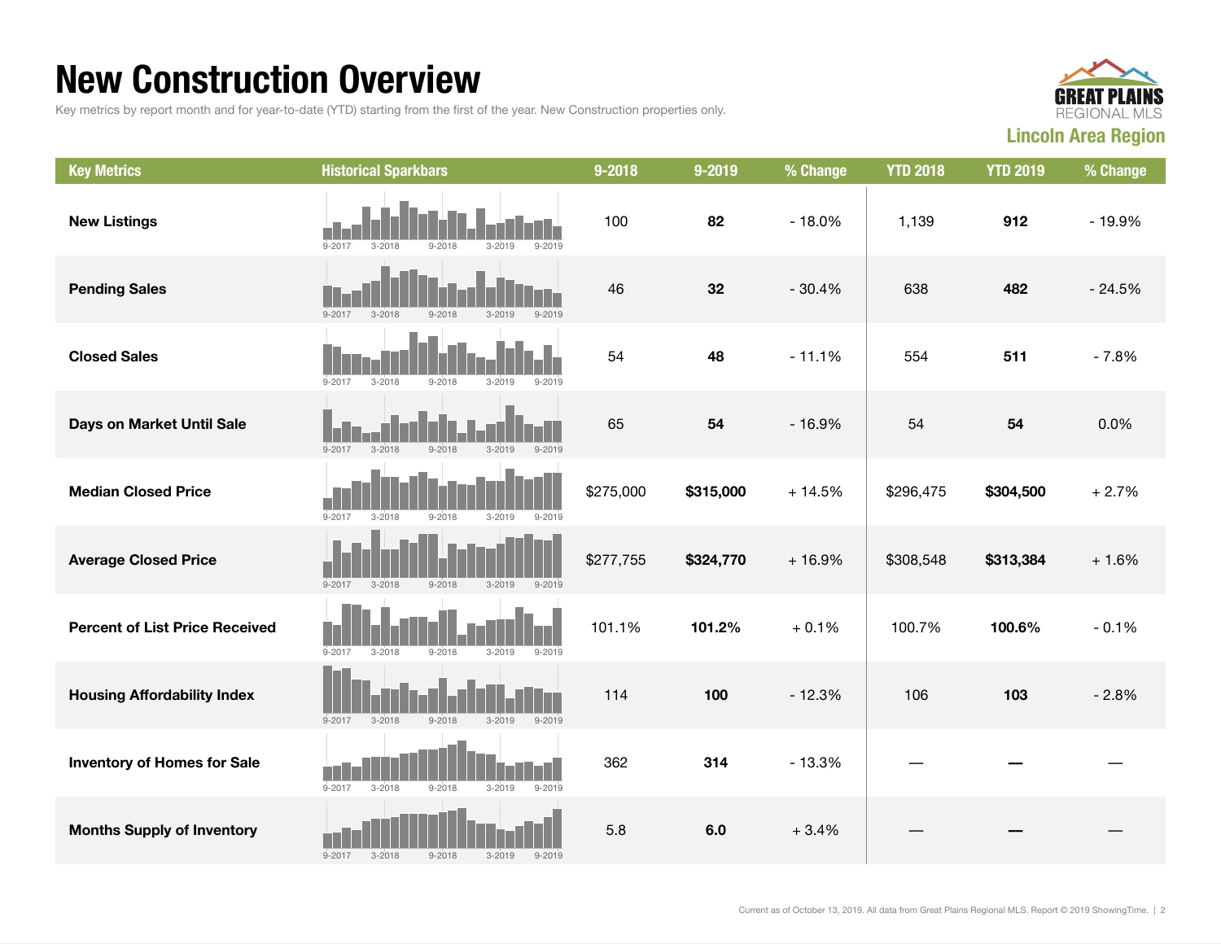# New Construction Overview

Key metrics by report month and for year-to-date (YTD) starting from the first of the year. New Construction properties only.

**Lincoln Area Region**

| Key Metrics | Historical Sparkbars | 9-2018 | 9-2019 | % Change | YTD 2018 | YTD 2019 | % Change |
|---|---|---|---|---|---|---|---|
| **New Listings** | 9-2017 3-2018 9-2018 3-2019 9-2019 | 100 | **82** | - 18.0% | 1,139 | **912** | - 19.9% |
| **Pending Sales** | 9-2017 3-2018 9-2018 3-2019 9-2019 | 46 | **32** | - 30.4% | 638 | **482** | - 24.5% |
| **Closed Sales** | 9-2017 3-2018 9-2018 3-2019 9-2019 | 54 | **48** | - 11.1% | 554 | **511** | - 7.8% |
| **Days on Market Until Sale** | 9-2017 3-2018 9-2018 3-2019 9-2019 | 65 | **54** | - 16.9% | 54 | **54** | 0.0% |
| **Median Closed Price** | 9-2017 3-2018 9-2018 3-2019 9-2019 | $275,000 | **$315,000** | + 14.5% | $296,475 | **$304,500** | + 2.7% |
| **Average Closed Price** | 9-2017 3-2018 9-2018 3-2019 9-2019 | $277,755 | **$324,770** | + 16.9% | $308,548 | **$313,384** | + 1.6% |
| **Percent of List Price Received** | 9-2017 3-2018 9-2018 3-2019 9-2019 | 101.1% | **101.2%** | + 0.1% | 100.7% | **100.6%** | - 0.1% |
| **Housing Affordability Index** | 9-2017 3-2018 9-2018 3-2019 9-2019 | 114 | **100** | - 12.3% | 106 | **103** | - 2.8% |
| **Inventory of Homes for Sale** | 9-2017 3-2018 9-2018 3-2019 9-2019 | 362 | **314** | - 13.3% | — | **—** | — |
| **Months Supply of Inventory** | 9-2017 3-2018 9-2018 3-2019 9-2019 | 5.8 | **6.0** | + 3.4% | — | **—** | — |

Current as of October 13, 2019. All data from Great Plains Regional MLS. Report © 2019 ShowingTime.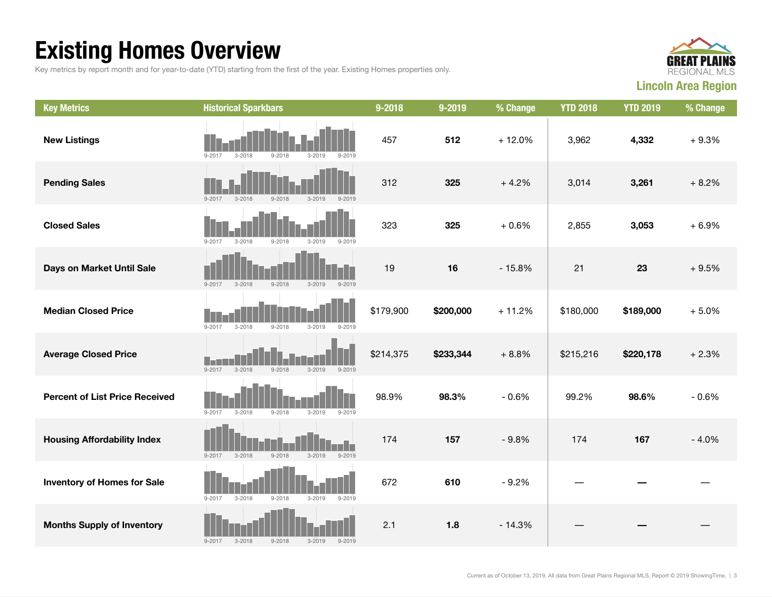# Existing Homes Overview

Key metrics by report month and for year-to-date (YTD) starting from the first of the year. Existing Homes properties only.

GREAT PLAINS REGIONAL MLS

**Lincoln Area Region**

| Key Metrics | Historical Sparkbars | 9-2018 | 9-2019 | % Change | YTD 2018 | YTD 2019 | % Change |
|---|---|---|---|---|---|---|---|
| **New Listings** | 9-2017 3-2018 9-2018 3-2019 9-2019 | 457 | **512** | + 12.0% | 3,962 | **4,332** | + 9.3% |
| **Pending Sales** | 9-2017 3-2018 9-2018 3-2019 9-2019 | 312 | **325** | + 4.2% | 3,014 | **3,261** | + 8.2% |
| **Closed Sales** | 9-2017 3-2018 9-2018 3-2019 9-2019 | 323 | **325** | + 0.6% | 2,855 | **3,053** | + 6.9% |
| **Days on Market Until Sale** | 9-2017 3-2018 9-2018 3-2019 9-2019 | 19 | **16** | - 15.8% | 21 | **23** | + 9.5% |
| **Median Closed Price** | 9-2017 3-2018 9-2018 3-2019 9-2019 | $179,900 | **$200,000** | + 11.2% | $180,000 | **$189,000** | + 5.0% |
| **Average Closed Price** | 9-2017 3-2018 9-2018 3-2019 9-2019 | $214,375 | **$233,344** | + 8.8% | $215,216 | **$220,178** | + 2.3% |
| **Percent of List Price Received** | 9-2017 3-2018 9-2018 3-2019 9-2019 | 98.9% | **98.3%** | - 0.6% | 99.2% | **98.6%** | - 0.6% |
| **Housing Affordability Index** | 9-2017 3-2018 9-2018 3-2019 9-2019 | 174 | **157** | - 9.8% | 174 | **167** | - 4.0% |
| **Inventory of Homes for Sale** | 9-2017 3-2018 9-2018 3-2019 9-2019 | 672 | **610** | - 9.2% | — | **—** | — |
| **Months Supply of Inventory** | 9-2017 3-2018 9-2018 3-2019 9-2019 | 2.1 | **1.8** | - 14.3% | — | **—** | — |

Current as of October 13, 2019. All data from Great Plains Regional MLS. Report © 2019 ShowingTime.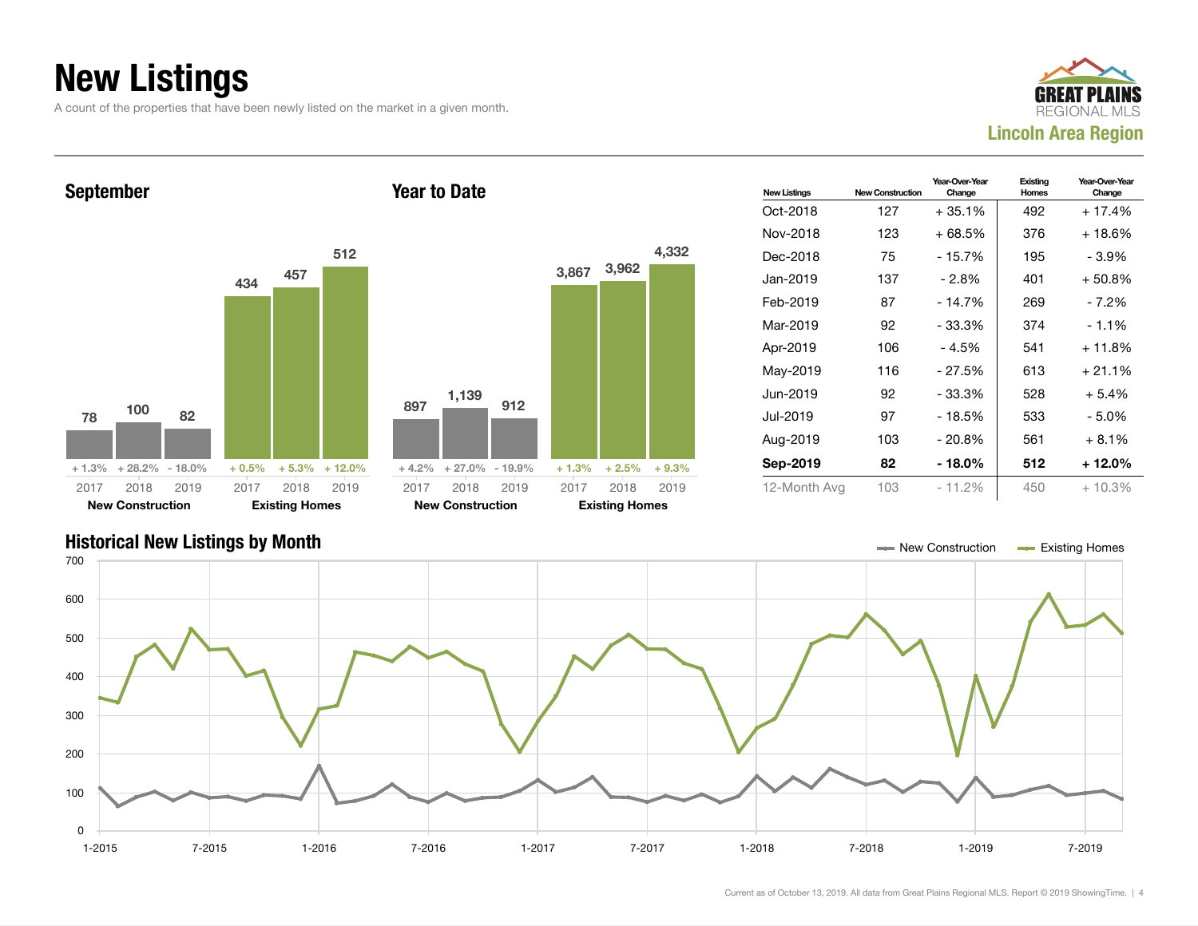# New Listings

A count of the properties that have been newly listed on the market in a given month.

**Lincoln Area Region**

## September

| | 2017 | 2018 | 2019 |
|---|---|---|---|
| New Construction | 78 | 100 | 82 |
| Change | + 1.3% | + 28.2% | - 18.0% |
| Existing Homes | 434 | 457 | 512 |
| Change | + 0.5% | + 5.3% | + 12.0% |

## Year to Date

| | 2017 | 2018 | 2019 |
|---|---|---|---|
| New Construction | 897 | 1,139 | 912 |
| Change | + 4.2% | + 27.0% | - 19.9% |
| Existing Homes | 3,867 | 3,962 | 4,332 |
| Change | + 1.3% | + 2.5% | + 9.3% |

| New Listings | New Construction | Year-Over-Year Change | Existing Homes | Year-Over-Year Change |
|---|---|---|---|---|
| Oct-2018 | 127 | + 35.1% | 492 | + 17.4% |
| Nov-2018 | 123 | + 68.5% | 376 | + 18.6% |
| Dec-2018 | 75 | - 15.7% | 195 | - 3.9% |
| Jan-2019 | 137 | - 2.8% | 401 | + 50.8% |
| Feb-2019 | 87 | - 14.7% | 269 | - 7.2% |
| Mar-2019 | 92 | - 33.3% | 374 | - 1.1% |
| Apr-2019 | 106 | - 4.5% | 541 | + 11.8% |
| May-2019 | 116 | - 27.5% | 613 | + 21.1% |
| Jun-2019 | 92 | - 33.3% | 528 | + 5.4% |
| Jul-2019 | 97 | - 18.5% | 533 | - 5.0% |
| Aug-2019 | 103 | - 20.8% | 561 | + 8.1% |
| **Sep-2019** | **82** | **- 18.0%** | **512** | **+ 12.0%** |
| 12-Month Avg | 103 | - 11.2% | 450 | + 10.3% |

## Historical New Listings by Month

New Construction | Existing Homes

Current as of October 13, 2019. All data from Great Plains Regional MLS. Report © 2019 ShowingTime.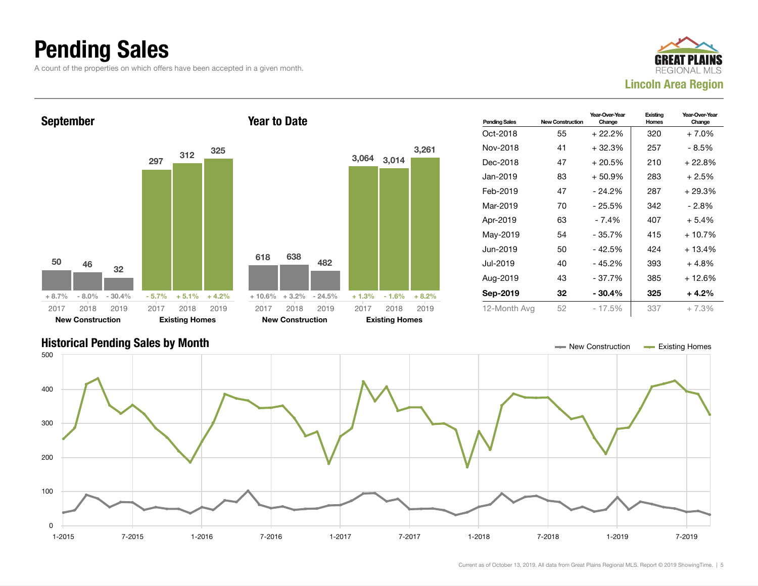# Pending Sales

A count of the properties on which offers have been accepted in a given month.

**Lincoln Area Region**

### September

| | 2017 | 2018 | 2019 |
|---|---|---|---|
| New Construction | 50 (+ 8.7%) | 46 (- 8.0%) | 32 (- 30.4%) |
| Existing Homes | 297 (- 5.7%) | 312 (+ 5.1%) | 325 (+ 4.2%) |

### Year to Date

| | 2017 | 2018 | 2019 |
|---|---|---|---|
| New Construction | 618 (+ 10.6%) | 638 (+ 3.2%) | 482 (- 24.5%) |
| Existing Homes | 3,064 (+ 1.3%) | 3,014 (- 1.6%) | 3,261 (+ 8.2%) |

| Pending Sales | New Construction | Year-Over-Year Change | Existing Homes | Year-Over-Year Change |
|---|---|---|---|---|
| Oct-2018 | 55 | + 22.2% | 320 | + 7.0% |
| Nov-2018 | 41 | + 32.3% | 257 | - 8.5% |
| Dec-2018 | 47 | + 20.5% | 210 | + 22.8% |
| Jan-2019 | 83 | + 50.9% | 283 | + 2.5% |
| Feb-2019 | 47 | - 24.2% | 287 | + 29.3% |
| Mar-2019 | 70 | - 25.5% | 342 | - 2.8% |
| Apr-2019 | 63 | - 7.4% | 407 | + 5.4% |
| May-2019 | 54 | - 35.7% | 415 | + 10.7% |
| Jun-2019 | 50 | - 42.5% | 424 | + 13.4% |
| Jul-2019 | 40 | - 45.2% | 393 | + 4.8% |
| Aug-2019 | 43 | - 37.7% | 385 | + 12.6% |
| **Sep-2019** | **32** | **- 30.4%** | **325** | **+ 4.2%** |
| 12-Month Avg | 52 | - 17.5% | 337 | + 7.3% |

### Historical Pending Sales by Month

Current as of October 13, 2019. All data from Great Plains Regional MLS. Report © 2019 ShowingTime.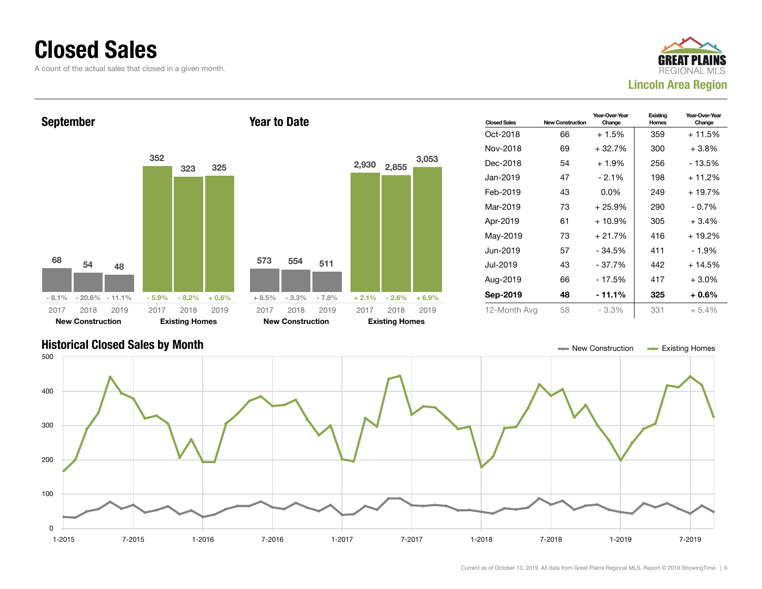# Closed Sales

A count of the actual sales that closed in a given month.

Lincoln Area Region

## September

| | 2017 | 2018 | 2019 |
|---|---|---|---|
| New Construction | 68 | 54 | 48 |
| Change | - 8.1% | - 20.6% | - 11.1% |
| Existing Homes | 352 | 323 | 325 |
| Change | - 5.9% | - 8.2% | + 0.6% |

## Year to Date

| | 2017 | 2018 | 2019 |
|---|---|---|---|
| New Construction | 573 | 554 | 511 |
| Change | + 8.5% | - 3.3% | - 7.8% |
| Existing Homes | 2,930 | 2,855 | 3,053 |
| Change | + 2.1% | - 2.6% | + 6.9% |

| Closed Sales | New Construction | Year-Over-Year Change | Existing Homes | Year-Over-Year Change |
|---|---|---|---|---|
| Oct-2018 | 66 | + 1.5% | 359 | + 11.5% |
| Nov-2018 | 69 | + 32.7% | 300 | + 3.8% |
| Dec-2018 | 54 | + 1.9% | 256 | - 13.5% |
| Jan-2019 | 47 | - 2.1% | 198 | + 11.2% |
| Feb-2019 | 43 | 0.0% | 249 | + 19.7% |
| Mar-2019 | 73 | + 25.9% | 290 | - 0.7% |
| Apr-2019 | 61 | + 10.9% | 305 | + 3.4% |
| May-2019 | 73 | + 21.7% | 416 | + 19.2% |
| Jun-2019 | 57 | - 34.5% | 411 | - 1.9% |
| Jul-2019 | 43 | - 37.7% | 442 | + 14.5% |
| Aug-2019 | 66 | - 17.5% | 417 | + 3.0% |
| **Sep-2019** | **48** | **- 11.1%** | **325** | **+ 0.6%** |
| 12-Month Avg | 58 | - 3.3% | 331 | + 5.4% |

## Historical Closed Sales by Month

New Construction — Existing Homes

Current as of October 13, 2019. All data from Great Plains Regional MLS. Report © 2019 ShowingTime.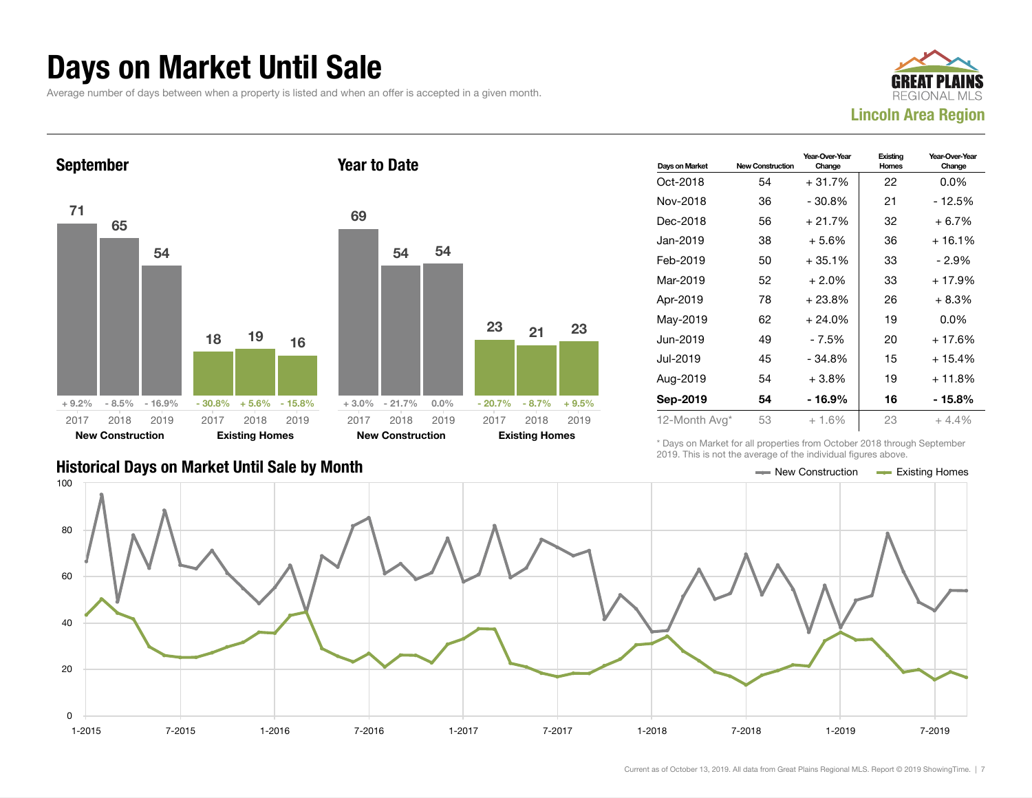# Days on Market Until Sale

Average number of days between when a property is listed and when an offer is accepted in a given month.

**GREAT PLAINS REGIONAL MLS**
**Lincoln Area Region**

## September

| | 2017 | 2018 | 2019 |
|---|---|---|---|
| New Construction | 71 | 65 | 54 |
| Change | + 9.2% | - 8.5% | - 16.9% |
| Existing Homes | 18 | 19 | 16 |
| Change | - 30.8% | + 5.6% | - 15.8% |

## Year to Date

| | 2017 | 2018 | 2019 |
|---|---|---|---|
| New Construction | 69 | 54 | 54 |
| Change | + 3.0% | - 21.7% | 0.0% |
| Existing Homes | 23 | 21 | 23 |
| Change | - 20.7% | - 8.7% | + 9.5% |

| Days on Market | New Construction | Year-Over-Year Change | Existing Homes | Year-Over-Year Change |
|---|---|---|---|---|
| Oct-2018 | 54 | + 31.7% | 22 | 0.0% |
| Nov-2018 | 36 | - 30.8% | 21 | - 12.5% |
| Dec-2018 | 56 | + 21.7% | 32 | + 6.7% |
| Jan-2019 | 38 | + 5.6% | 36 | + 16.1% |
| Feb-2019 | 50 | + 35.1% | 33 | - 2.9% |
| Mar-2019 | 52 | + 2.0% | 33 | + 17.9% |
| Apr-2019 | 78 | + 23.8% | 26 | + 8.3% |
| May-2019 | 62 | + 24.0% | 19 | 0.0% |
| Jun-2019 | 49 | - 7.5% | 20 | + 17.6% |
| Jul-2019 | 45 | - 34.8% | 15 | + 15.4% |
| Aug-2019 | 54 | + 3.8% | 19 | + 11.8% |
| **Sep-2019** | **54** | **- 16.9%** | **16** | **- 15.8%** |
| 12-Month Avg* | 53 | + 1.6% | 23 | + 4.4% |

\* Days on Market for all properties from October 2018 through September 2019. This is not the average of the individual figures above.

## Historical Days on Market Until Sale by Month

New Construction — Existing Homes

Current as of October 13, 2019. All data from Great Plains Regional MLS. Report © 2019 ShowingTime.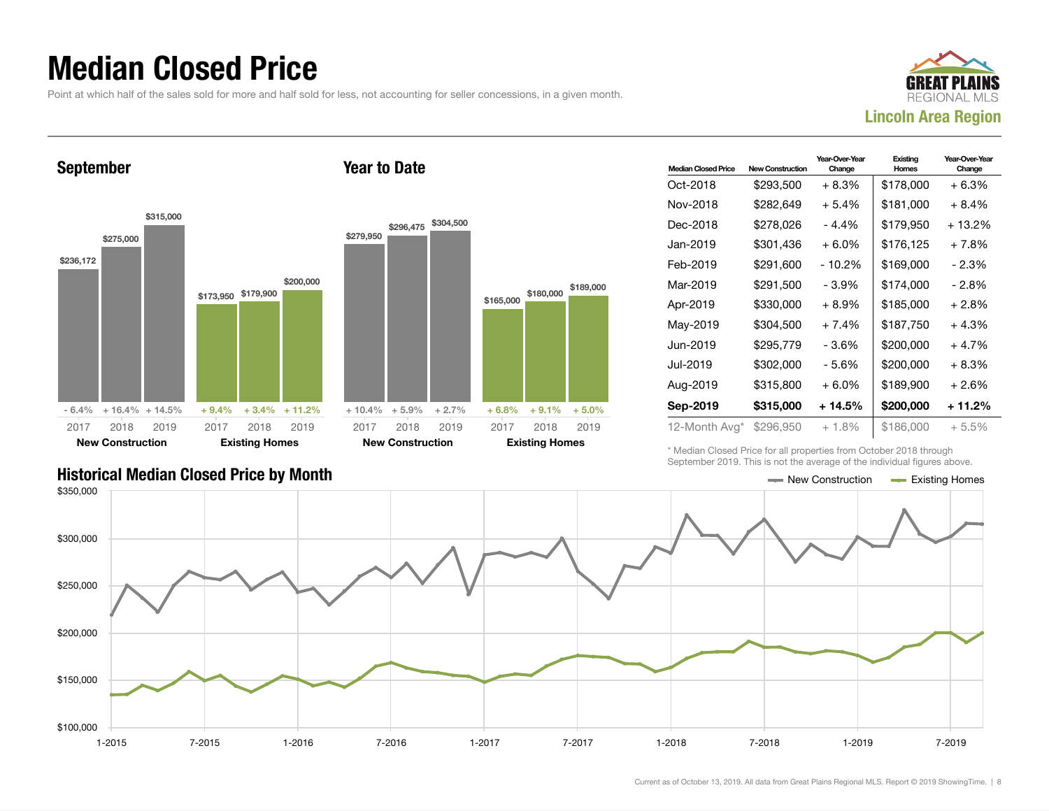# Median Closed Price

Point at which half of the sales sold for more and half sold for less, not accounting for seller concessions, in a given month.

**GREAT PLAINS** REGIONAL MLS

**Lincoln Area Region**

## September

| | 2017 | 2018 | 2019 |
|---|---|---|---|
| New Construction | $236,172 | $275,000 | $315,000 |
| Change | - 6.4% | + 16.4% | + 14.5% |
| Existing Homes | $173,950 | $179,900 | $200,000 |
| Change | + 9.4% | + 3.4% | + 11.2% |

## Year to Date

| | 2017 | 2018 | 2019 |
|---|---|---|---|
| New Construction | $279,950 | $296,475 | $304,500 |
| Change | + 10.4% | + 5.9% | + 2.7% |
| Existing Homes | $165,000 | $180,000 | $189,000 |
| Change | + 6.8% | + 9.1% | + 5.0% |

| Median Closed Price | New Construction | Year-Over-Year Change | Existing Homes | Year-Over-Year Change |
|---|---|---|---|---|
| Oct-2018 | $293,500 | + 8.3% | $178,000 | + 6.3% |
| Nov-2018 | $282,649 | + 5.4% | $181,000 | + 8.4% |
| Dec-2018 | $278,026 | - 4.4% | $179,950 | + 13.2% |
| Jan-2019 | $301,436 | + 6.0% | $176,125 | + 7.8% |
| Feb-2019 | $291,600 | - 10.2% | $169,000 | - 2.3% |
| Mar-2019 | $291,500 | - 3.9% | $174,000 | - 2.8% |
| Apr-2019 | $330,000 | + 8.9% | $185,000 | + 2.8% |
| May-2019 | $304,500 | + 7.4% | $187,750 | + 4.3% |
| Jun-2019 | $295,779 | - 3.6% | $200,000 | + 4.7% |
| Jul-2019 | $302,000 | - 5.6% | $200,000 | + 8.3% |
| Aug-2019 | $315,800 | + 6.0% | $189,900 | + 2.6% |
| **Sep-2019** | **$315,000** | **+ 14.5%** | **$200,000** | **+ 11.2%** |
| 12-Month Avg* | $296,950 | + 1.8% | $186,000 | + 5.5% |

\* Median Closed Price for all properties from October 2018 through September 2019. This is not the average of the individual figures above.

## Historical Median Closed Price by Month

New Construction — Existing Homes

Y-axis: $100,000 – $350,000; X-axis: 1-2015 to 7-2019

Current as of October 13, 2019. All data from Great Plains Regional MLS. Report © 2019 ShowingTime.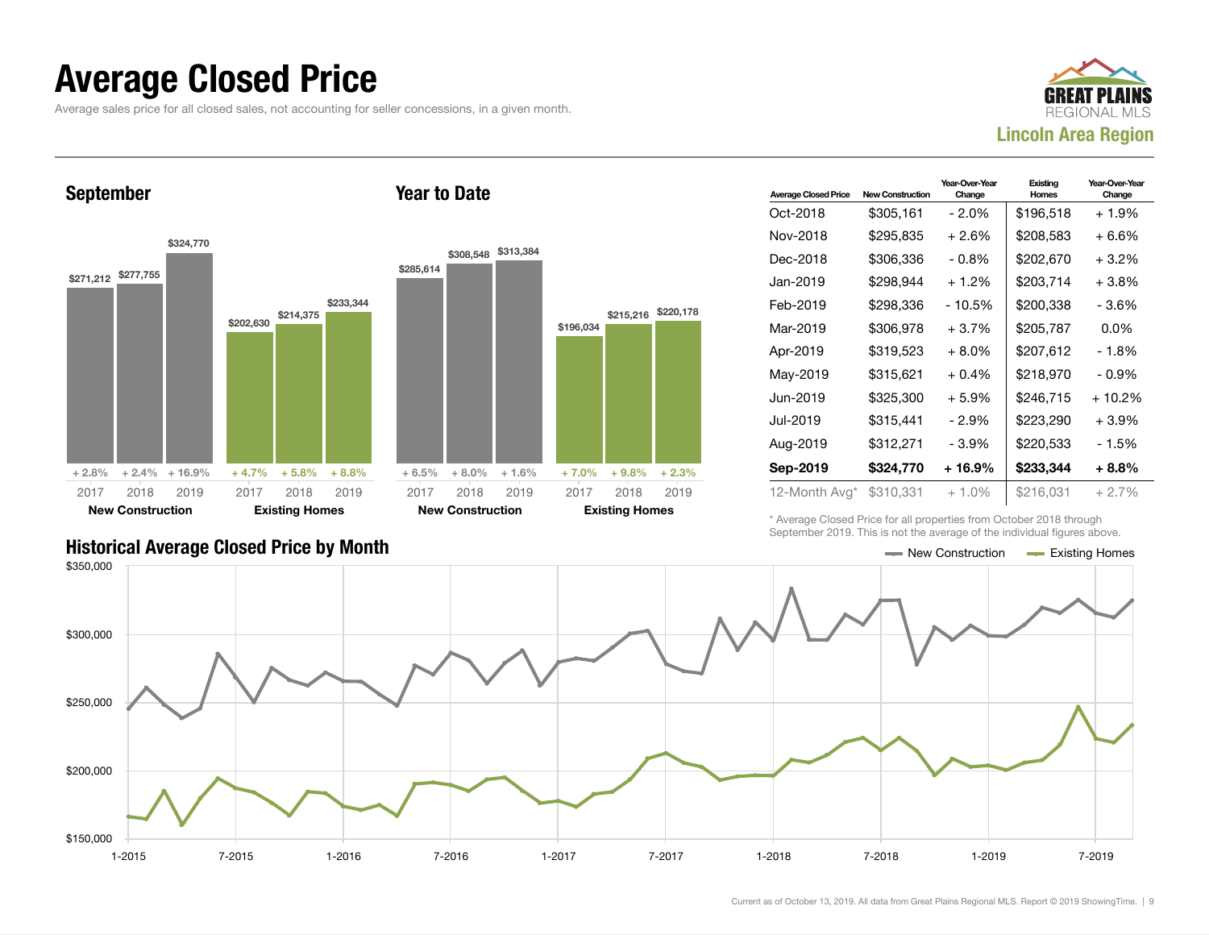# Average Closed Price

Average sales price for all closed sales, not accounting for seller concessions, in a given month.

GREAT PLAINS REGIONAL MLS
**Lincoln Area Region**

## September

| | 2017 | 2018 | 2019 |
|---|---|---|---|
| New Construction | $271,212 | $277,755 | $324,770 |
| Change | + 2.8% | + 2.4% | + 16.9% |
| Existing Homes | $202,630 | $214,375 | $233,344 |
| Change | + 4.7% | + 5.8% | + 8.8% |

## Year to Date

| | 2017 | 2018 | 2019 |
|---|---|---|---|
| New Construction | $285,614 | $308,548 | $313,384 |
| Change | + 6.5% | + 8.0% | + 1.6% |
| Existing Homes | $196,034 | $215,216 | $220,178 |
| Change | + 7.0% | + 9.8% | + 2.3% |

| Average Closed Price | New Construction | Year-Over-Year Change | Existing Homes | Year-Over-Year Change |
|---|---|---|---|---|
| Oct-2018 | $305,161 | - 2.0% | $196,518 | + 1.9% |
| Nov-2018 | $295,835 | + 2.6% | $208,583 | + 6.6% |
| Dec-2018 | $306,336 | - 0.8% | $202,670 | + 3.2% |
| Jan-2019 | $298,944 | + 1.2% | $203,714 | + 3.8% |
| Feb-2019 | $298,336 | - 10.5% | $200,338 | - 3.6% |
| Mar-2019 | $306,978 | + 3.7% | $205,787 | 0.0% |
| Apr-2019 | $319,523 | + 8.0% | $207,612 | - 1.8% |
| May-2019 | $315,621 | + 0.4% | $218,970 | - 0.9% |
| Jun-2019 | $325,300 | + 5.9% | $246,715 | + 10.2% |
| Jul-2019 | $315,441 | - 2.9% | $223,290 | + 3.9% |
| Aug-2019 | $312,271 | - 3.9% | $220,533 | - 1.5% |
| **Sep-2019** | **$324,770** | **+ 16.9%** | **$233,344** | **+ 8.8%** |
| 12-Month Avg* | $310,331 | + 1.0% | $216,031 | + 2.7% |

\* Average Closed Price for all properties from October 2018 through September 2019. This is not the average of the individual figures above.

## Historical Average Closed Price by Month

Legend: New Construction, Existing Homes

Current as of October 13, 2019. All data from Great Plains Regional MLS. Report © 2019 ShowingTime.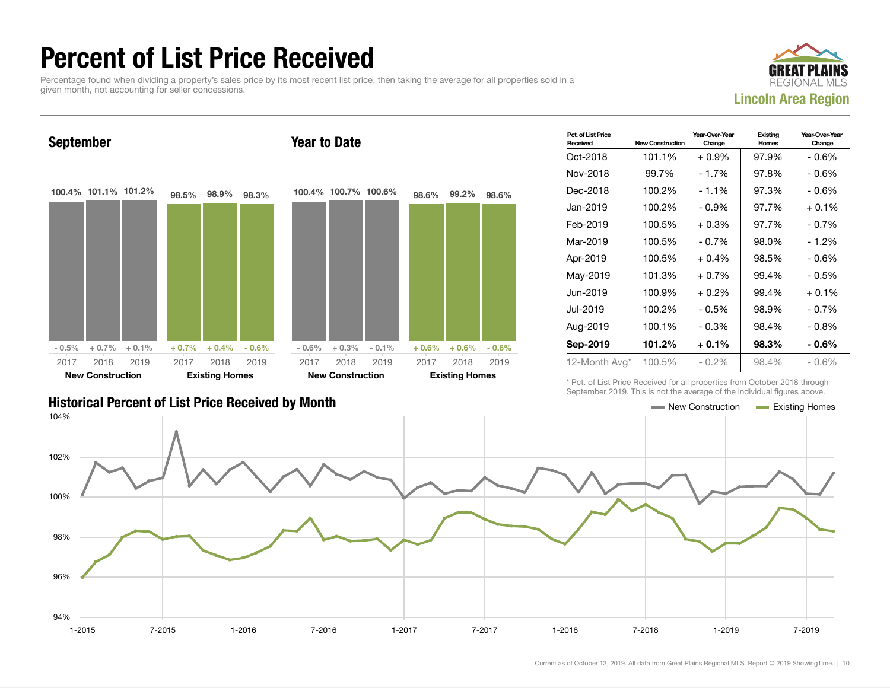# Percent of List Price Received

Percentage found when dividing a property's sales price by its most recent list price, then taking the average for all properties sold in a given month, not accounting for seller concessions.

GREAT PLAINS REGIONAL MLS

**Lincoln Area Region**

## September

| | 2017 | 2018 | 2019 |
|---|---|---|---|
| **New Construction** | 100.4% (- 0.5%) | 101.1% (+ 0.7%) | 101.2% (+ 0.1%) |
| **Existing Homes** | 98.5% (+ 0.7%) | 98.9% (+ 0.4%) | 98.3% (- 0.6%) |

## Year to Date

| | 2017 | 2018 | 2019 |
|---|---|---|---|
| **New Construction** | 100.4% (- 0.6%) | 100.7% (+ 0.3%) | 100.6% (- 0.1%) |
| **Existing Homes** | 98.6% (+ 0.6%) | 99.2% (+ 0.6%) | 98.6% (- 0.6%) |

| Pct. of List Price Received | New Construction | Year-Over-Year Change | Existing Homes | Year-Over-Year Change |
|---|---|---|---|---|
| Oct-2018 | 101.1% | + 0.9% | 97.9% | - 0.6% |
| Nov-2018 | 99.7% | - 1.7% | 97.8% | - 0.6% |
| Dec-2018 | 100.2% | - 1.1% | 97.3% | - 0.6% |
| Jan-2019 | 100.2% | - 0.9% | 97.7% | + 0.1% |
| Feb-2019 | 100.5% | + 0.3% | 97.7% | - 0.7% |
| Mar-2019 | 100.5% | - 0.7% | 98.0% | - 1.2% |
| Apr-2019 | 100.5% | + 0.4% | 98.5% | - 0.6% |
| May-2019 | 101.3% | + 0.7% | 99.4% | - 0.5% |
| Jun-2019 | 100.9% | + 0.2% | 99.4% | + 0.1% |
| Jul-2019 | 100.2% | - 0.5% | 98.9% | - 0.7% |
| Aug-2019 | 100.1% | - 0.3% | 98.4% | - 0.8% |
| **Sep-2019** | **101.2%** | **+ 0.1%** | **98.3%** | **- 0.6%** |
| 12-Month Avg* | 100.5% | - 0.2% | 98.4% | - 0.6% |

\* Pct. of List Price Received for all properties from October 2018 through September 2019. This is not the average of the individual figures above.

## Historical Percent of List Price Received by Month

New Construction — Existing Homes

Current as of October 13, 2019. All data from Great Plains Regional MLS. Report © 2019 ShowingTime.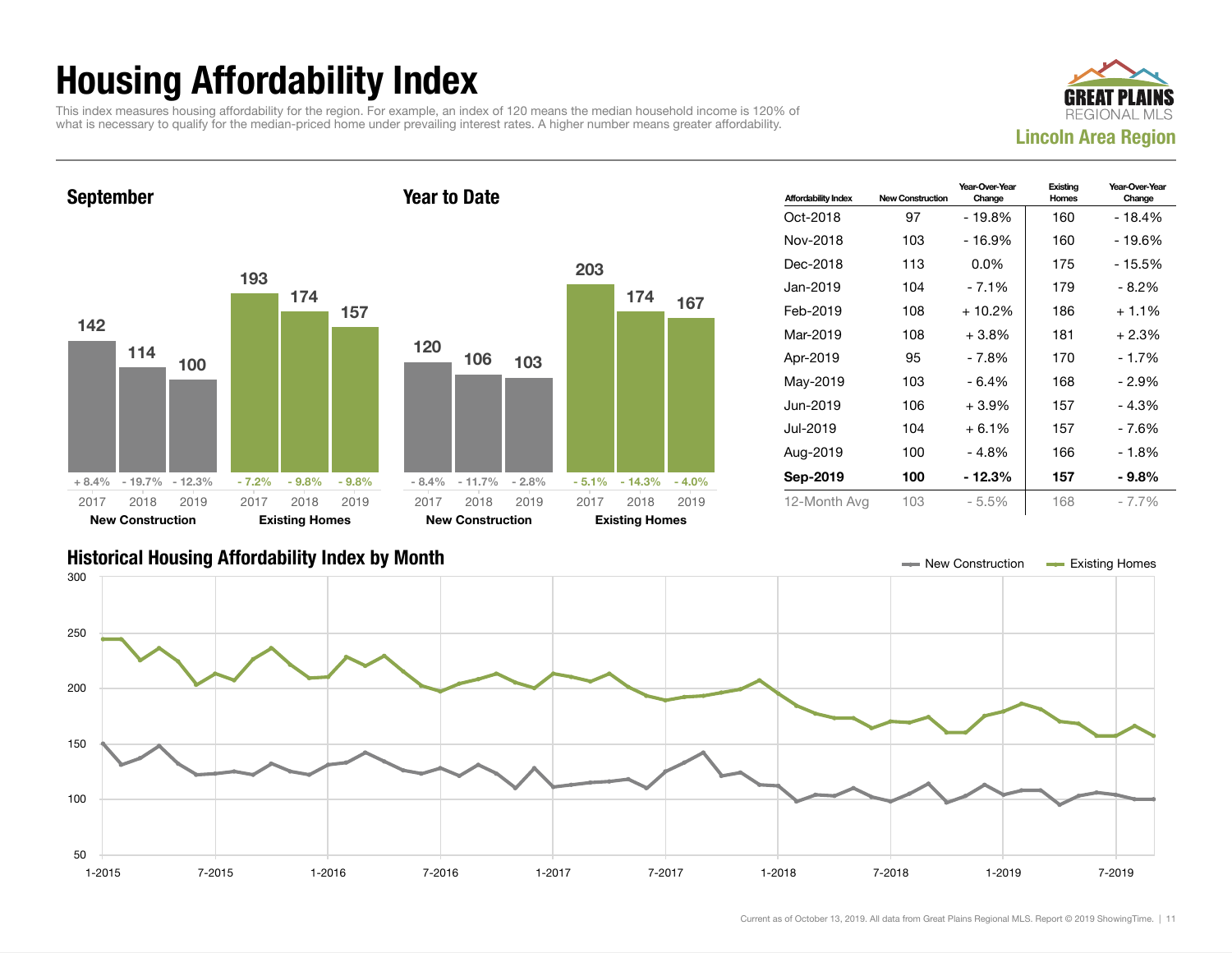# Housing Affordability Index

This index measures housing affordability for the region. For example, an index of 120 means the median household income is 120% of what is necessary to qualify for the median-priced home under prevailing interest rates. A higher number means greater affordability.

GREAT PLAINS REGIONAL MLS

**Lincoln Area Region**

## September

| | 2017 | 2018 | 2019 |
|---|---|---|---|
| New Construction | 142 | 114 | 100 |
| Change | + 8.4% | - 19.7% | - 12.3% |
| Existing Homes | 193 | 174 | 157 |
| Change | - 7.2% | - 9.8% | - 9.8% |

## Year to Date

| | 2017 | 2018 | 2019 |
|---|---|---|---|
| New Construction | 120 | 106 | 103 |
| Change | - 8.4% | - 11.7% | - 2.8% |
| Existing Homes | 203 | 174 | 167 |
| Change | - 5.1% | - 14.3% | - 4.0% |

| Affordability Index | New Construction | Year-Over-Year Change | Existing Homes | Year-Over-Year Change |
|---|---|---|---|---|
| Oct-2018 | 97 | - 19.8% | 160 | - 18.4% |
| Nov-2018 | 103 | - 16.9% | 160 | - 19.6% |
| Dec-2018 | 113 | 0.0% | 175 | - 15.5% |
| Jan-2019 | 104 | - 7.1% | 179 | - 8.2% |
| Feb-2019 | 108 | + 10.2% | 186 | + 1.1% |
| Mar-2019 | 108 | + 3.8% | 181 | + 2.3% |
| Apr-2019 | 95 | - 7.8% | 170 | - 1.7% |
| May-2019 | 103 | - 6.4% | 168 | - 2.9% |
| Jun-2019 | 106 | + 3.9% | 157 | - 4.3% |
| Jul-2019 | 104 | + 6.1% | 157 | - 7.6% |
| Aug-2019 | 100 | - 4.8% | 166 | - 1.8% |
| **Sep-2019** | **100** | **- 12.3%** | **157** | **- 9.8%** |
| 12-Month Avg | 103 | - 5.5% | 168 | - 7.7% |

## Historical Housing Affordability Index by Month

New Construction — Existing Homes

Current as of October 13, 2019. All data from Great Plains Regional MLS. Report © 2019 ShowingTime.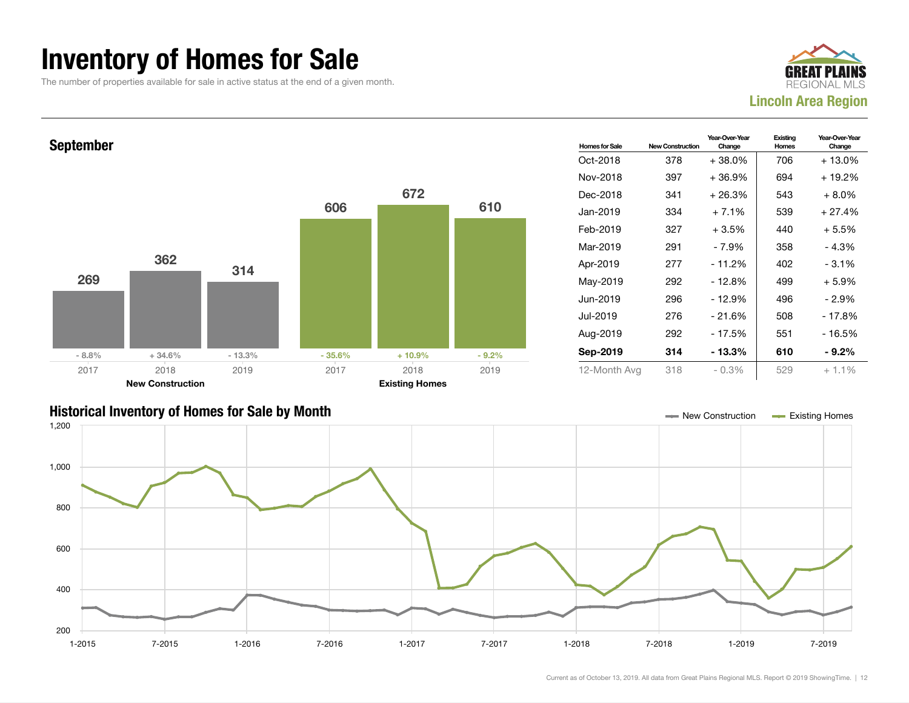# Inventory of Homes for Sale

The number of properties available for sale in active status at the end of a given month.

**Lincoln Area Region**

## September

| | 2017 | 2018 | 2019 |
|---|---|---|---|
| New Construction | 269 | 362 | 314 |
| YoY Change | - 8.8% | + 34.6% | - 13.3% |
| Existing Homes | 606 | 672 | 610 |
| YoY Change | - 35.6% | + 10.9% | - 9.2% |

| Homes for Sale | New Construction | Year-Over-Year Change | Existing Homes | Year-Over-Year Change |
|---|---|---|---|---|
| Oct-2018 | 378 | + 38.0% | 706 | + 13.0% |
| Nov-2018 | 397 | + 36.9% | 694 | + 19.2% |
| Dec-2018 | 341 | + 26.3% | 543 | + 8.0% |
| Jan-2019 | 334 | + 7.1% | 539 | + 27.4% |
| Feb-2019 | 327 | + 3.5% | 440 | + 5.5% |
| Mar-2019 | 291 | - 7.9% | 358 | - 4.3% |
| Apr-2019 | 277 | - 11.2% | 402 | - 3.1% |
| May-2019 | 292 | - 12.8% | 499 | + 5.9% |
| Jun-2019 | 296 | - 12.9% | 496 | - 2.9% |
| Jul-2019 | 276 | - 21.6% | 508 | - 17.8% |
| Aug-2019 | 292 | - 17.5% | 551 | - 16.5% |
| **Sep-2019** | **314** | **- 13.3%** | **610** | **- 9.2%** |
| 12-Month Avg | 318 | - 0.3% | 529 | + 1.1% |

## Historical Inventory of Homes for Sale by Month

Legend: New Construction, Existing Homes

Current as of October 13, 2019. All data from Great Plains Regional MLS. Report © 2019 ShowingTime.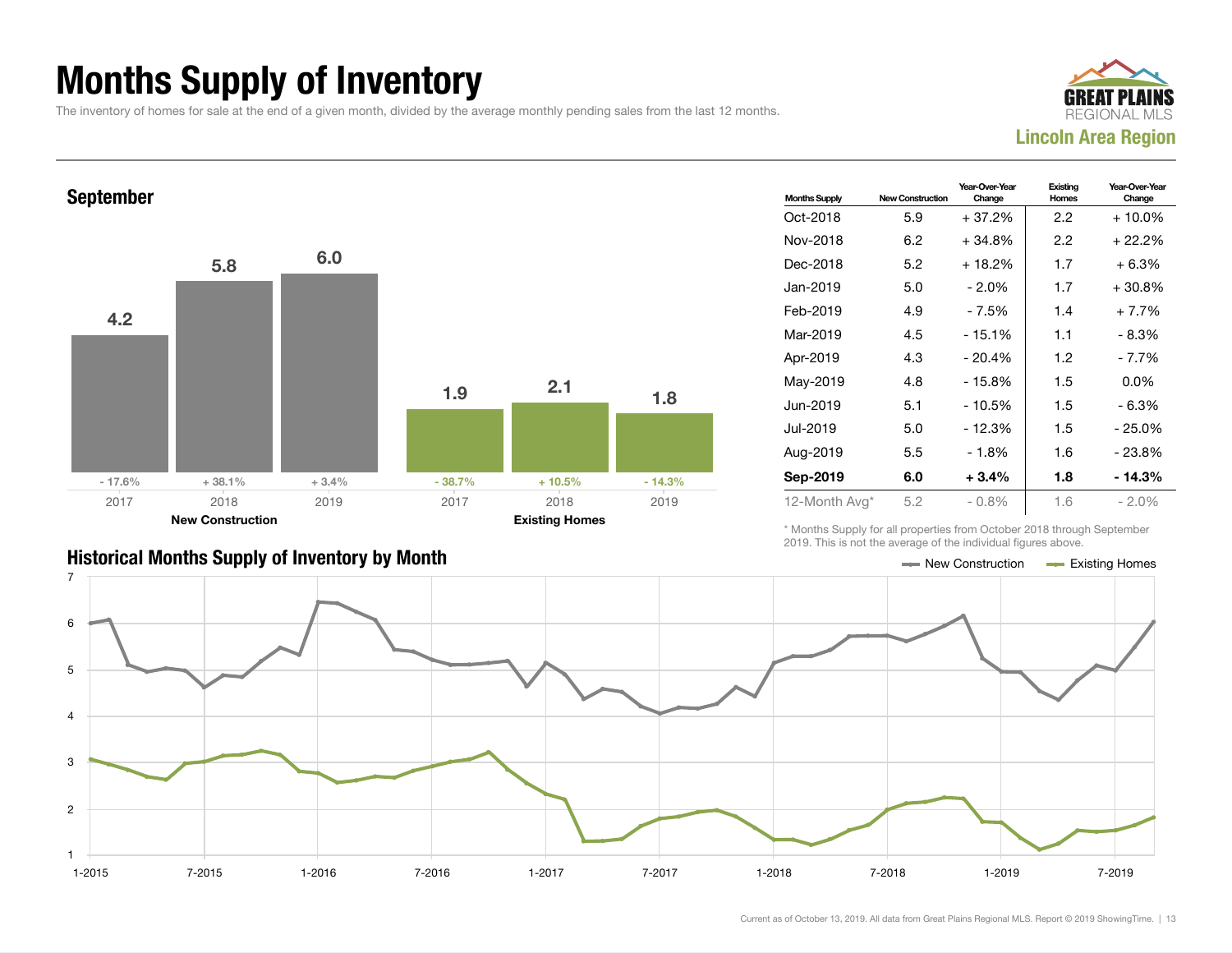# Months Supply of Inventory

The inventory of homes for sale at the end of a given month, divided by the average monthly pending sales from the last 12 months.

**GREAT PLAINS REGIONAL MLS**
**Lincoln Area Region**

## September

| | 2017 | 2018 | 2019 |
|---|---|---|---|
| New Construction | 4.2 | 5.8 | 6.0 |
| Change | - 17.6% | + 38.1% | + 3.4% |
| Existing Homes | 1.9 | 2.1 | 1.8 |
| Change | - 38.7% | + 10.5% | - 14.3% |

| Months Supply | New Construction | Year-Over-Year Change | Existing Homes | Year-Over-Year Change |
|---|---|---|---|---|
| Oct-2018 | 5.9 | + 37.2% | 2.2 | + 10.0% |
| Nov-2018 | 6.2 | + 34.8% | 2.2 | + 22.2% |
| Dec-2018 | 5.2 | + 18.2% | 1.7 | + 6.3% |
| Jan-2019 | 5.0 | - 2.0% | 1.7 | + 30.8% |
| Feb-2019 | 4.9 | - 7.5% | 1.4 | + 7.7% |
| Mar-2019 | 4.5 | - 15.1% | 1.1 | - 8.3% |
| Apr-2019 | 4.3 | - 20.4% | 1.2 | - 7.7% |
| May-2019 | 4.8 | - 15.8% | 1.5 | 0.0% |
| Jun-2019 | 5.1 | - 10.5% | 1.5 | - 6.3% |
| Jul-2019 | 5.0 | - 12.3% | 1.5 | - 25.0% |
| Aug-2019 | 5.5 | - 1.8% | 1.6 | - 23.8% |
| **Sep-2019** | **6.0** | **+ 3.4%** | **1.8** | **- 14.3%** |
| 12-Month Avg* | 5.2 | - 0.8% | 1.6 | - 2.0% |

\* Months Supply for all properties from October 2018 through September 2019. This is not the average of the individual figures above.

## Historical Months Supply of Inventory by Month

New Construction — Existing Homes

Current as of October 13, 2019. All data from Great Plains Regional MLS. Report © 2019 ShowingTime.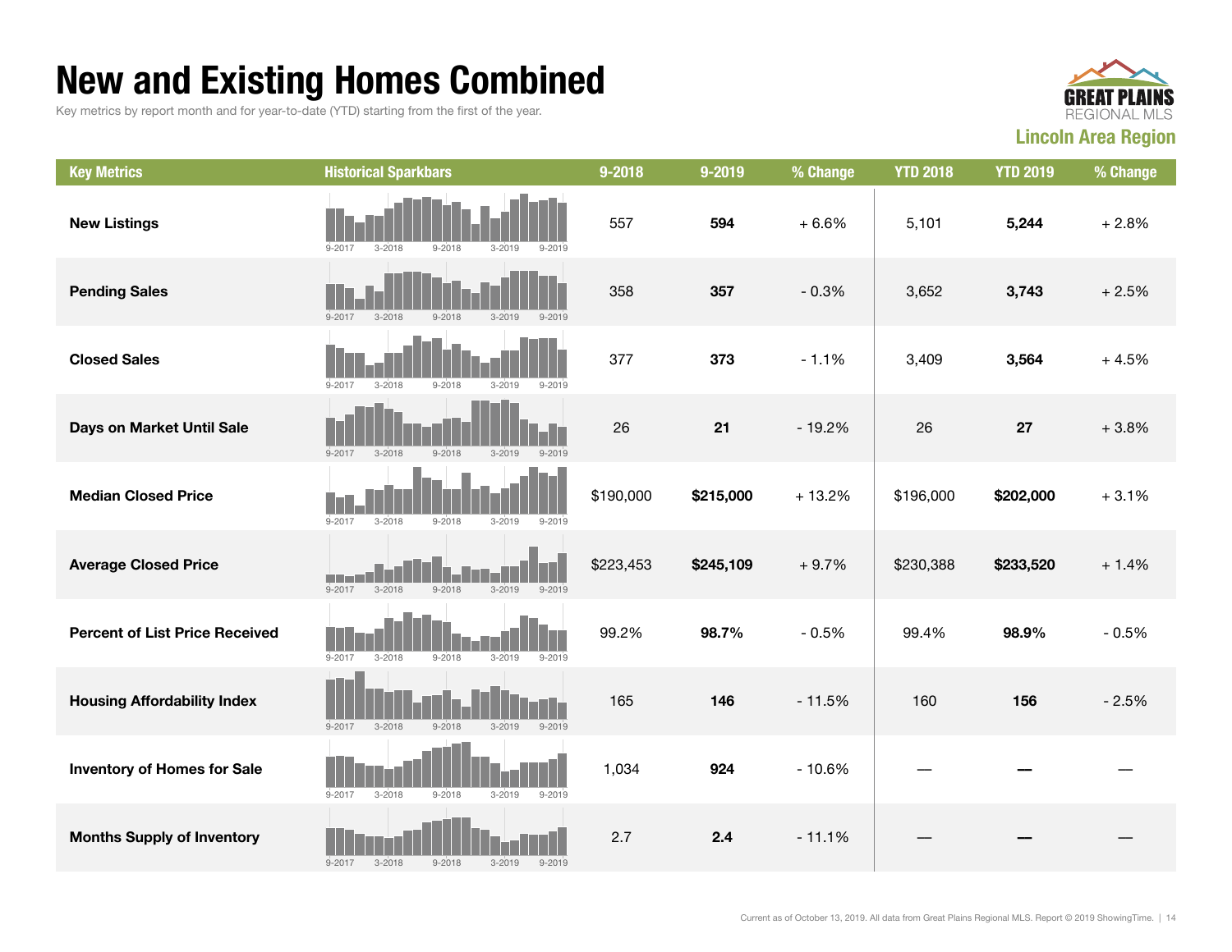# New and Existing Homes Combined

Key metrics by report month and for year-to-date (YTD) starting from the first of the year.

GREAT PLAINS REGIONAL MLS

**Lincoln Area Region**

| Key Metrics | Historical Sparkbars | 9-2018 | 9-2019 | % Change | YTD 2018 | YTD 2019 | % Change |
|---|---|---|---|---|---|---|---|
| **New Listings** | 9-2017 3-2018 9-2018 3-2019 9-2019 | 557 | **594** | + 6.6% | 5,101 | **5,244** | + 2.8% |
| **Pending Sales** | 9-2017 3-2018 9-2018 3-2019 9-2019 | 358 | **357** | - 0.3% | 3,652 | **3,743** | + 2.5% |
| **Closed Sales** | 9-2017 3-2018 9-2018 3-2019 9-2019 | 377 | **373** | - 1.1% | 3,409 | **3,564** | + 4.5% |
| **Days on Market Until Sale** | 9-2017 3-2018 9-2018 3-2019 9-2019 | 26 | **21** | - 19.2% | 26 | **27** | + 3.8% |
| **Median Closed Price** | 9-2017 3-2018 9-2018 3-2019 9-2019 | $190,000 | **$215,000** | + 13.2% | $196,000 | **$202,000** | + 3.1% |
| **Average Closed Price** | 9-2017 3-2018 9-2018 3-2019 9-2019 | $223,453 | **$245,109** | + 9.7% | $230,388 | **$233,520** | + 1.4% |
| **Percent of List Price Received** | 9-2017 3-2018 9-2018 3-2019 9-2019 | 99.2% | **98.7%** | - 0.5% | 99.4% | **98.9%** | - 0.5% |
| **Housing Affordability Index** | 9-2017 3-2018 9-2018 3-2019 9-2019 | 165 | **146** | - 11.5% | 160 | **156** | - 2.5% |
| **Inventory of Homes for Sale** | 9-2017 3-2018 9-2018 3-2019 9-2019 | 1,034 | **924** | - 10.6% | — | **—** | — |
| **Months Supply of Inventory** | 9-2017 3-2018 9-2018 3-2019 9-2019 | 2.7 | **2.4** | - 11.1% | — | **—** | — |

Current as of October 13, 2019. All data from Great Plains Regional MLS. Report © 2019 ShowingTime.